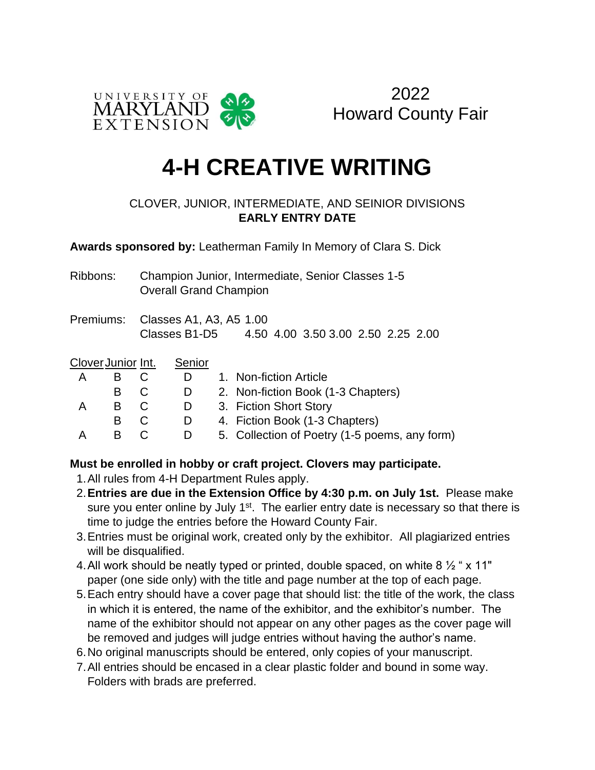UNIVERSITY OF MARYLAND EXTENSION

2022
Howard County Fair

# 4-H CREATIVE WRITING

CLOVER, JUNIOR, INTERMEDIATE, AND SENIOR DIVISIONS
**EARLY ENTRY DATE**

**Awards sponsored by:** Leatherman Family In Memory of Clara S. Dick

Ribbons: Champion Junior, Intermediate, Senior Classes 1-5
Overall Grand Champion

Premiums: Classes A1, A3, A5 1.00
Classes B1-D5 4.50 4.00 3.50 3.00 2.50 2.25 2.00

| Clover | Junior | Int. | Senior | |
|---|---|---|---|---|
| A | B | C | D | 1. Non-fiction Article |
| | B | C | D | 2. Non-fiction Book (1-3 Chapters) |
| A | B | C | D | 3. Fiction Short Story |
| | B | C | D | 4. Fiction Book (1-3 Chapters) |
| A | B | C | D | 5. Collection of Poetry (1-5 poems, any form) |

**Must be enrolled in hobby or craft project. Clovers may participate.**

1. All rules from 4-H Department Rules apply.
2. **Entries are due in the Extension Office by 4:30 p.m. on July 1st.** Please make sure you enter online by July 1st. The earlier entry date is necessary so that there is time to judge the entries before the Howard County Fair.
3. Entries must be original work, created only by the exhibitor. All plagiarized entries will be disqualified.
4. All work should be neatly typed or printed, double spaced, on white 8 ½ " x 11" paper (one side only) with the title and page number at the top of each page.
5. Each entry should have a cover page that should list: the title of the work, the class in which it is entered, the name of the exhibitor, and the exhibitor's number. The name of the exhibitor should not appear on any other pages as the cover page will be removed and judges will judge entries without having the author's name.
6. No original manuscripts should be entered, only copies of your manuscript.
7. All entries should be encased in a clear plastic folder and bound in some way. Folders with brads are preferred.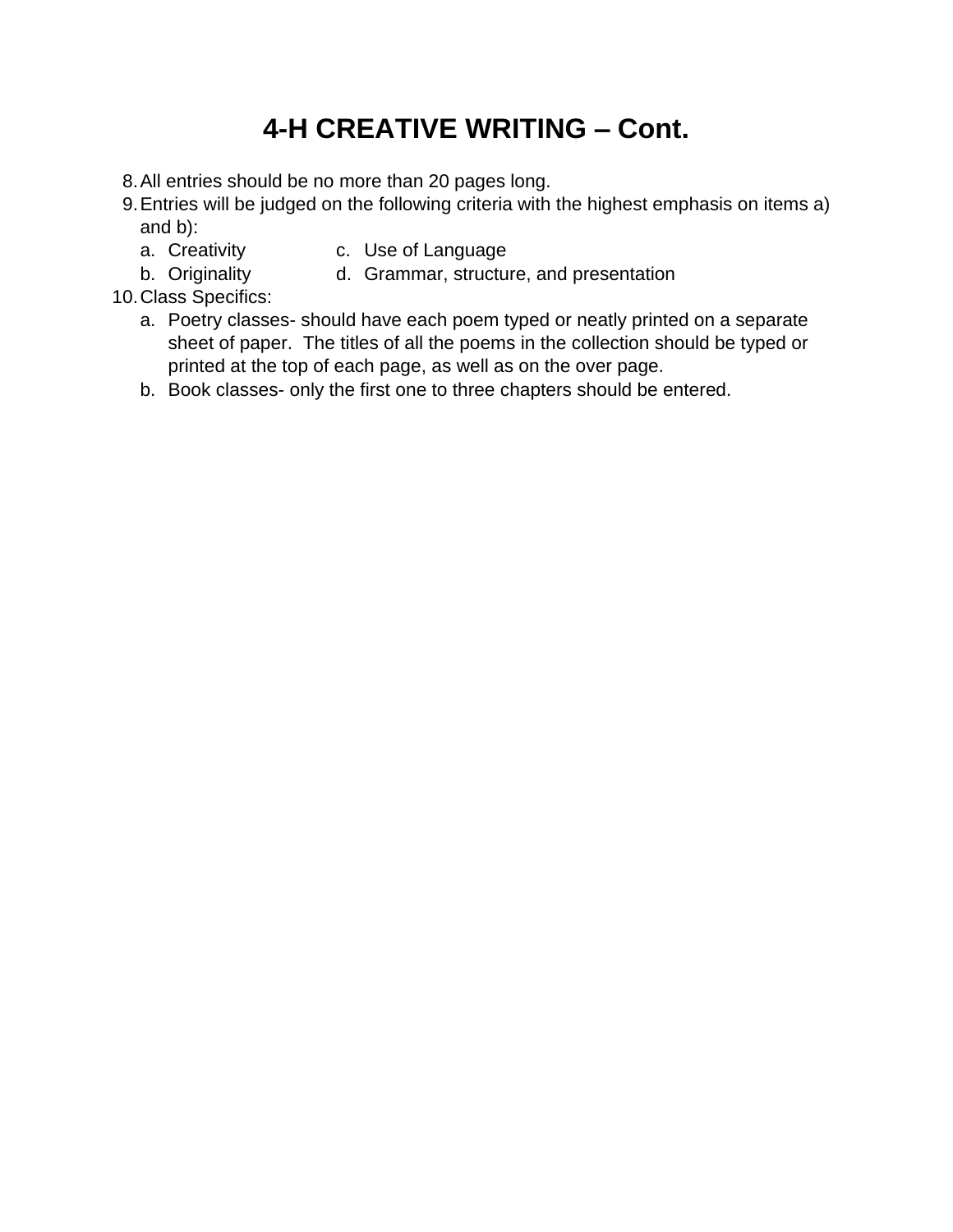# 4-H CREATIVE WRITING – Cont.

8. All entries should be no more than 20 pages long.
9. Entries will be judged on the following criteria with the highest emphasis on items a) and b):
   a. Creativity
   b. Originality
   c. Use of Language
   d. Grammar, structure, and presentation
10. Class Specifics:
    a. Poetry classes- should have each poem typed or neatly printed on a separate sheet of paper. The titles of all the poems in the collection should be typed or printed at the top of each page, as well as on the over page.
    b. Book classes- only the first one to three chapters should be entered.